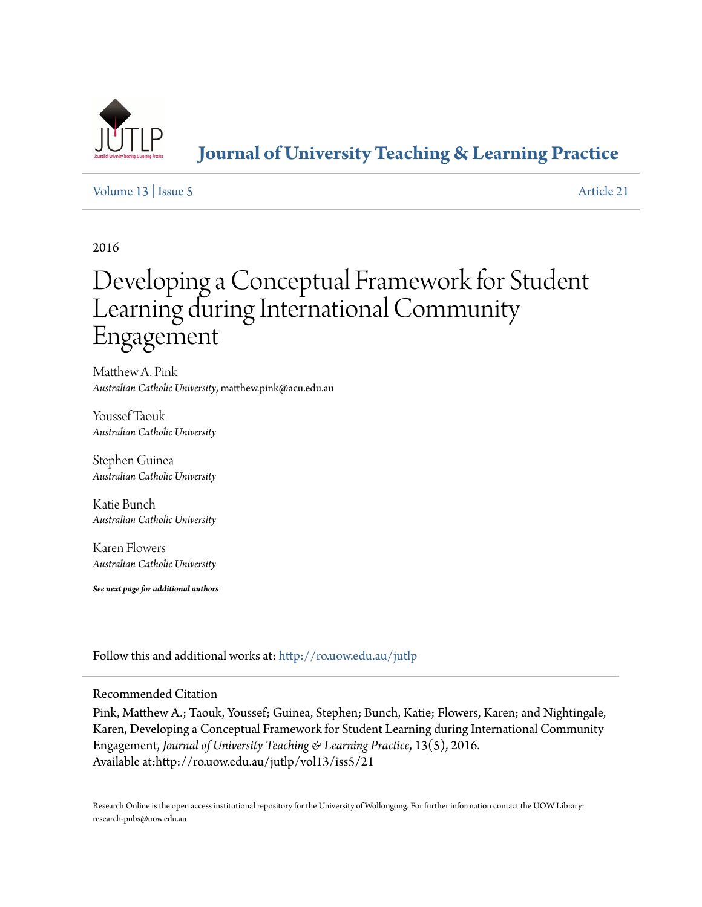# Journal of University Teaching & Learning Practice

Volume 13 | Issue 5 Article 21

2016

# Developing a Conceptual Framework for Student Learning during International Community Engagement

Matthew A. Pink
*Australian Catholic University*, matthew.pink@acu.edu.au

Youssef Taouk
*Australian Catholic University*

Stephen Guinea
*Australian Catholic University*

Katie Bunch
*Australian Catholic University*

Karen Flowers
*Australian Catholic University*

***See next page for additional authors***

Follow this and additional works at: http://ro.uow.edu.au/jutlp

Recommended Citation

Pink, Matthew A.; Taouk, Youssef; Guinea, Stephen; Bunch, Katie; Flowers, Karen; and Nightingale, Karen, Developing a Conceptual Framework for Student Learning during International Community Engagement, *Journal of University Teaching & Learning Practice*, 13(5), 2016.
Available at:http://ro.uow.edu.au/jutlp/vol13/iss5/21

Research Online is the open access institutional repository for the University of Wollongong. For further information contact the UOW Library: research-pubs@uow.edu.au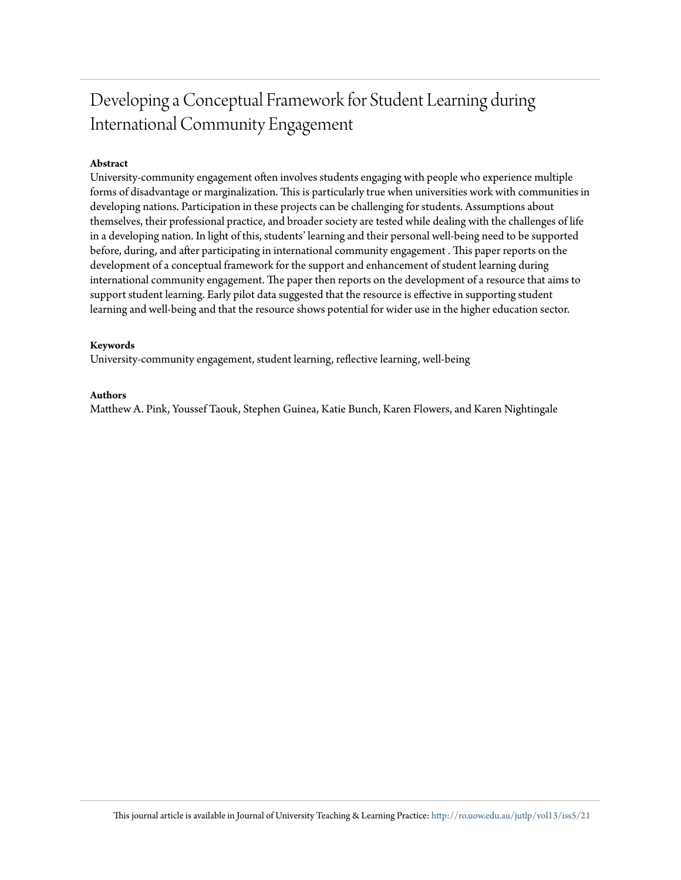# Developing a Conceptual Framework for Student Learning during International Community Engagement

**Abstract**

University-community engagement often involves students engaging with people who experience multiple forms of disadvantage or marginalization. This is particularly true when universities work with communities in developing nations. Participation in these projects can be challenging for students. Assumptions about themselves, their professional practice, and broader society are tested while dealing with the challenges of life in a developing nation. In light of this, students' learning and their personal well-being need to be supported before, during, and after participating in international community engagement . This paper reports on the development of a conceptual framework for the support and enhancement of student learning during international community engagement. The paper then reports on the development of a resource that aims to support student learning. Early pilot data suggested that the resource is effective in supporting student learning and well-being and that the resource shows potential for wider use in the higher education sector.

**Keywords**

University-community engagement, student learning, reflective learning, well-being

**Authors**

Matthew A. Pink, Youssef Taouk, Stephen Guinea, Katie Bunch, Karen Flowers, and Karen Nightingale

This journal article is available in Journal of University Teaching & Learning Practice: http://ro.uow.edu.au/jutlp/vol13/iss5/21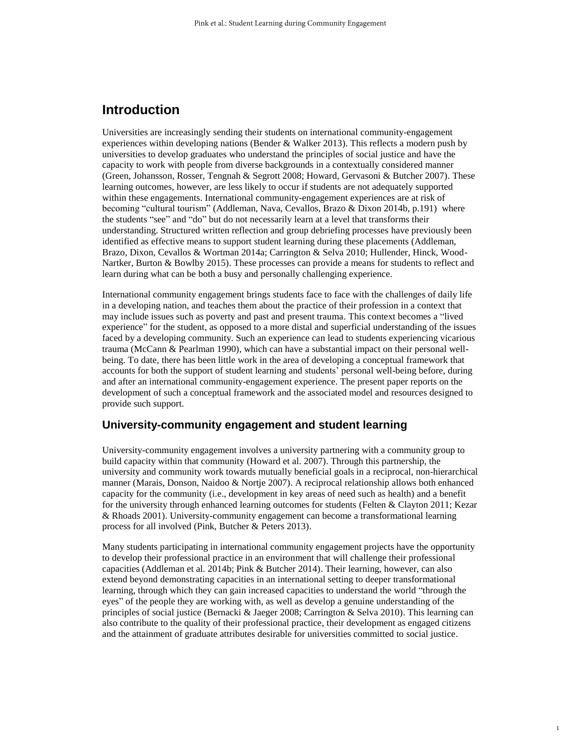## Introduction

Universities are increasingly sending their students on international community-engagement experiences within developing nations (Bender & Walker 2013). This reflects a modern push by universities to develop graduates who understand the principles of social justice and have the capacity to work with people from diverse backgrounds in a contextually considered manner (Green, Johansson, Rosser, Tengnah & Segrott 2008; Howard, Gervasoni & Butcher 2007). These learning outcomes, however, are less likely to occur if students are not adequately supported within these engagements. International community-engagement experiences are at risk of becoming "cultural tourism" (Addleman, Nava, Cevallos, Brazo & Dixon 2014b, p.191) where the students "see" and "do" but do not necessarily learn at a level that transforms their understanding. Structured written reflection and group debriefing processes have previously been identified as effective means to support student learning during these placements (Addleman, Brazo, Dixon, Cevallos & Wortman 2014a; Carrington & Selva 2010; Hullender, Hinck, Wood-Nartker, Burton & Bowlby 2015). These processes can provide a means for students to reflect and learn during what can be both a busy and personally challenging experience.

International community engagement brings students face to face with the challenges of daily life in a developing nation, and teaches them about the practice of their profession in a context that may include issues such as poverty and past and present trauma. This context becomes a "lived experience" for the student, as opposed to a more distal and superficial understanding of the issues faced by a developing community. Such an experience can lead to students experiencing vicarious trauma (McCann & Pearlman 1990), which can have a substantial impact on their personal well-being. To date, there has been little work in the area of developing a conceptual framework that accounts for both the support of student learning and students' personal well-being before, during and after an international community-engagement experience. The present paper reports on the development of such a conceptual framework and the associated model and resources designed to provide such support.

### University-community engagement and student learning

University-community engagement involves a university partnering with a community group to build capacity within that community (Howard et al. 2007). Through this partnership, the university and community work towards mutually beneficial goals in a reciprocal, non-hierarchical manner (Marais, Donson, Naidoo & Nortje 2007). A reciprocal relationship allows both enhanced capacity for the community (i.e., development in key areas of need such as health) and a benefit for the university through enhanced learning outcomes for students (Felten & Clayton 2011; Kezar & Rhoads 2001). University-community engagement can become a transformational learning process for all involved (Pink, Butcher & Peters 2013).

Many students participating in international community engagement projects have the opportunity to develop their professional practice in an environment that will challenge their professional capacities (Addleman et al. 2014b; Pink & Butcher 2014). Their learning, however, can also extend beyond demonstrating capacities in an international setting to deeper transformational learning, through which they can gain increased capacities to understand the world "through the eyes" of the people they are working with, as well as develop a genuine understanding of the principles of social justice (Bernacki & Jaeger 2008; Carrington & Selva 2010). This learning can also contribute to the quality of their professional practice, their development as engaged citizens and the attainment of graduate attributes desirable for universities committed to social justice.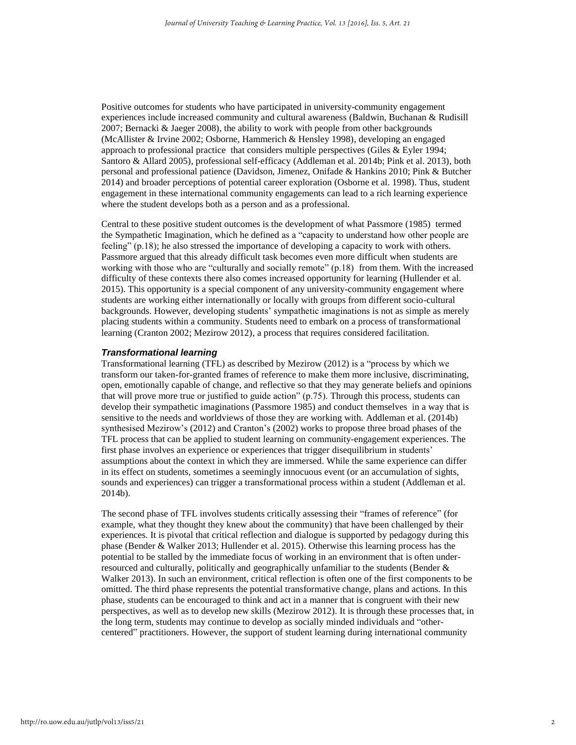Positive outcomes for students who have participated in university-community engagement experiences include increased community and cultural awareness (Baldwin, Buchanan & Rudisill 2007; Bernacki & Jaeger 2008), the ability to work with people from other backgrounds (McAllister & Irvine 2002; Osborne, Hammerich & Hensley 1998), developing an engaged approach to professional practice that considers multiple perspectives (Giles & Eyler 1994; Santoro & Allard 2005), professional self-efficacy (Addleman et al. 2014b; Pink et al. 2013), both personal and professional patience (Davidson, Jimenez, Onifade & Hankins 2010; Pink & Butcher 2014) and broader perceptions of potential career exploration (Osborne et al. 1998). Thus, student engagement in these international community engagements can lead to a rich learning experience where the student develops both as a person and as a professional.

Central to these positive student outcomes is the development of what Passmore (1985) termed the Sympathetic Imagination, which he defined as a "capacity to understand how other people are feeling" (p.18); he also stressed the importance of developing a capacity to work with others. Passmore argued that this already difficult task becomes even more difficult when students are working with those who are "culturally and socially remote" (p.18) from them. With the increased difficulty of these contexts there also comes increased opportunity for learning (Hullender et al. 2015). This opportunity is a special component of any university-community engagement where students are working either internationally or locally with groups from different socio-cultural backgrounds. However, developing students' sympathetic imaginations is not as simple as merely placing students within a community. Students need to embark on a process of transformational learning (Cranton 2002; Mezirow 2012), a process that requires considered facilitation.

### *Transformational learning*

Transformational learning (TFL) as described by Mezirow (2012) is a "process by which we transform our taken-for-granted frames of reference to make them more inclusive, discriminating, open, emotionally capable of change, and reflective so that they may generate beliefs and opinions that will prove more true or justified to guide action" (p.75). Through this process, students can develop their sympathetic imaginations (Passmore 1985) and conduct themselves in a way that is sensitive to the needs and worldviews of those they are working with. Addleman et al. (2014b) synthesised Mezirow's (2012) and Cranton's (2002) works to propose three broad phases of the TFL process that can be applied to student learning on community-engagement experiences. The first phase involves an experience or experiences that trigger disequilibrium in students' assumptions about the context in which they are immersed. While the same experience can differ in its effect on students, sometimes a seemingly innocuous event (or an accumulation of sights, sounds and experiences) can trigger a transformational process within a student (Addleman et al. 2014b).

The second phase of TFL involves students critically assessing their "frames of reference" (for example, what they thought they knew about the community) that have been challenged by their experiences. It is pivotal that critical reflection and dialogue is supported by pedagogy during this phase (Bender & Walker 2013; Hullender et al. 2015). Otherwise this learning process has the potential to be stalled by the immediate focus of working in an environment that is often under-resourced and culturally, politically and geographically unfamiliar to the students (Bender & Walker 2013). In such an environment, critical reflection is often one of the first components to be omitted. The third phase represents the potential transformative change, plans and actions. In this phase, students can be encouraged to think and act in a manner that is congruent with their new perspectives, as well as to develop new skills (Mezirow 2012). It is through these processes that, in the long term, students may continue to develop as socially minded individuals and "other-centered" practitioners. However, the support of student learning during international community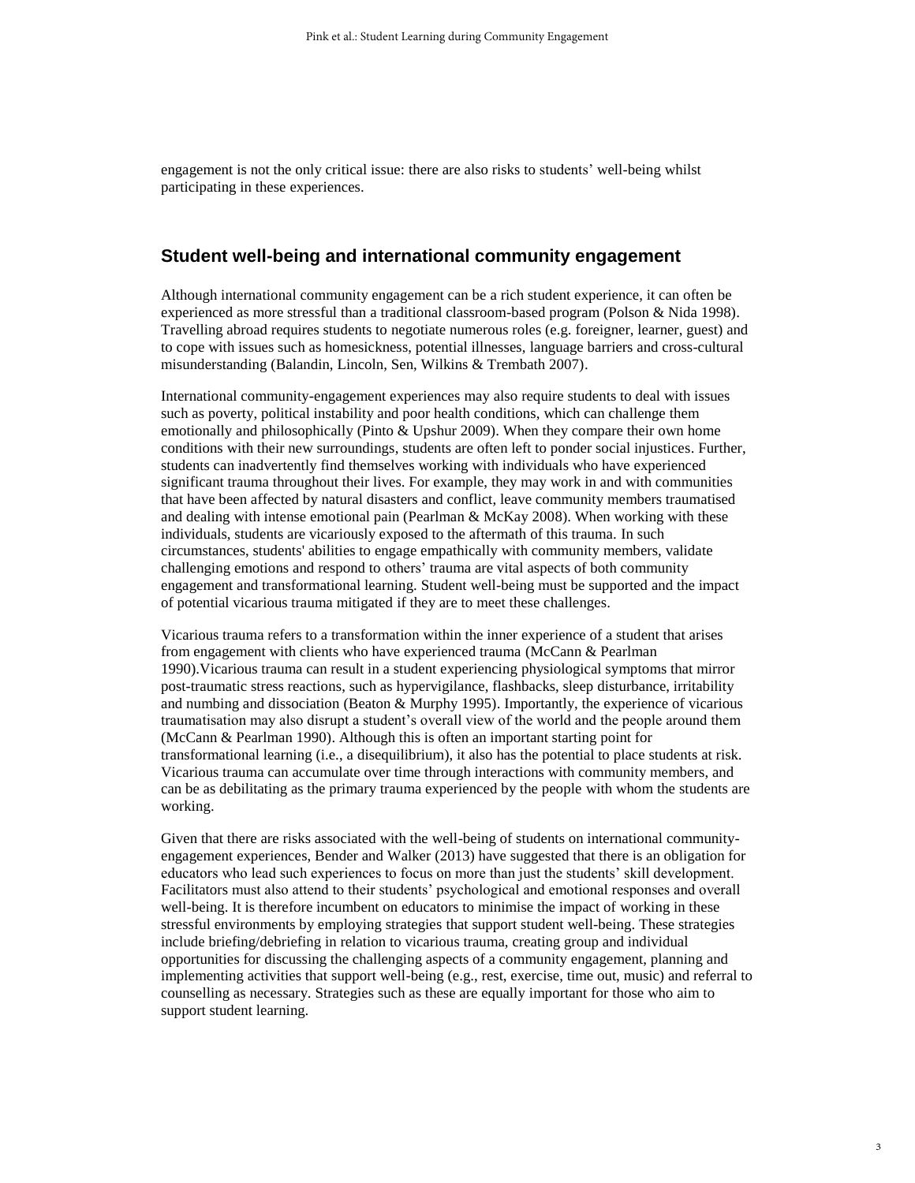engagement is not the only critical issue: there are also risks to students' well-being whilst participating in these experiences.

## Student well-being and international community engagement

Although international community engagement can be a rich student experience, it can often be experienced as more stressful than a traditional classroom-based program (Polson & Nida 1998). Travelling abroad requires students to negotiate numerous roles (e.g. foreigner, learner, guest) and to cope with issues such as homesickness, potential illnesses, language barriers and cross-cultural misunderstanding (Balandin, Lincoln, Sen, Wilkins & Trembath 2007).

International community-engagement experiences may also require students to deal with issues such as poverty, political instability and poor health conditions, which can challenge them emotionally and philosophically (Pinto & Upshur 2009). When they compare their own home conditions with their new surroundings, students are often left to ponder social injustices. Further, students can inadvertently find themselves working with individuals who have experienced significant trauma throughout their lives. For example, they may work in and with communities that have been affected by natural disasters and conflict, leave community members traumatised and dealing with intense emotional pain (Pearlman & McKay 2008). When working with these individuals, students are vicariously exposed to the aftermath of this trauma. In such circumstances, students' abilities to engage empathically with community members, validate challenging emotions and respond to others' trauma are vital aspects of both community engagement and transformational learning. Student well-being must be supported and the impact of potential vicarious trauma mitigated if they are to meet these challenges.

Vicarious trauma refers to a transformation within the inner experience of a student that arises from engagement with clients who have experienced trauma (McCann & Pearlman 1990).Vicarious trauma can result in a student experiencing physiological symptoms that mirror post-traumatic stress reactions, such as hypervigilance, flashbacks, sleep disturbance, irritability and numbing and dissociation (Beaton & Murphy 1995). Importantly, the experience of vicarious traumatisation may also disrupt a student's overall view of the world and the people around them (McCann & Pearlman 1990). Although this is often an important starting point for transformational learning (i.e., a disequilibrium), it also has the potential to place students at risk. Vicarious trauma can accumulate over time through interactions with community members, and can be as debilitating as the primary trauma experienced by the people with whom the students are working.

Given that there are risks associated with the well-being of students on international community-engagement experiences, Bender and Walker (2013) have suggested that there is an obligation for educators who lead such experiences to focus on more than just the students' skill development. Facilitators must also attend to their students' psychological and emotional responses and overall well-being. It is therefore incumbent on educators to minimise the impact of working in these stressful environments by employing strategies that support student well-being. These strategies include briefing/debriefing in relation to vicarious trauma, creating group and individual opportunities for discussing the challenging aspects of a community engagement, planning and implementing activities that support well-being (e.g., rest, exercise, time out, music) and referral to counselling as necessary. Strategies such as these are equally important for those who aim to support student learning.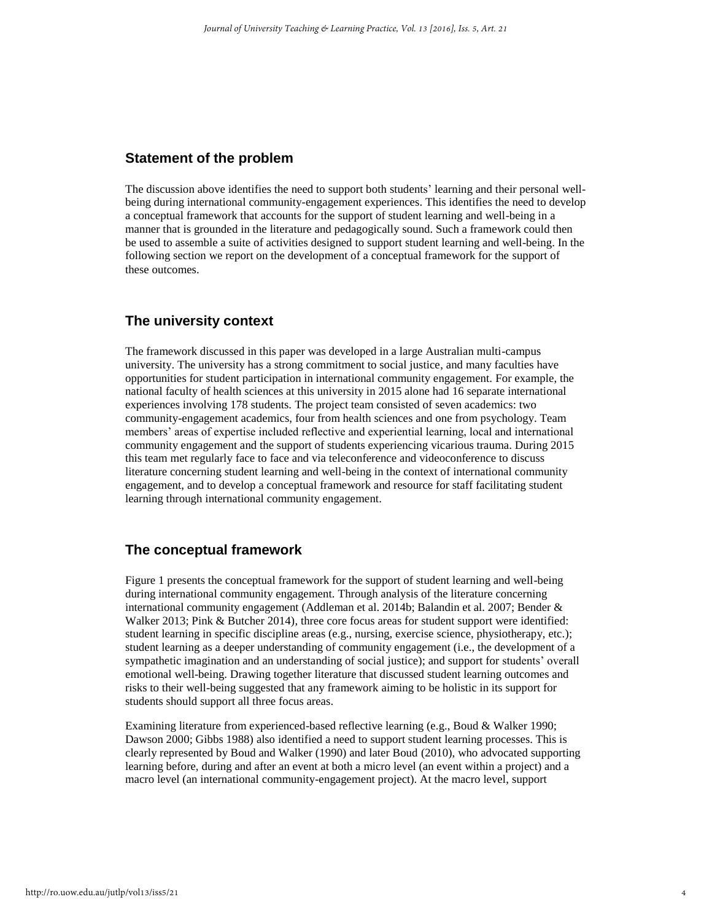## Statement of the problem

The discussion above identifies the need to support both students' learning and their personal well-being during international community-engagement experiences. This identifies the need to develop a conceptual framework that accounts for the support of student learning and well-being in a manner that is grounded in the literature and pedagogically sound. Such a framework could then be used to assemble a suite of activities designed to support student learning and well-being. In the following section we report on the development of a conceptual framework for the support of these outcomes.

## The university context

The framework discussed in this paper was developed in a large Australian multi-campus university. The university has a strong commitment to social justice, and many faculties have opportunities for student participation in international community engagement. For example, the national faculty of health sciences at this university in 2015 alone had 16 separate international experiences involving 178 students. The project team consisted of seven academics: two community-engagement academics, four from health sciences and one from psychology. Team members' areas of expertise included reflective and experiential learning, local and international community engagement and the support of students experiencing vicarious trauma. During 2015 this team met regularly face to face and via teleconference and videoconference to discuss literature concerning student learning and well-being in the context of international community engagement, and to develop a conceptual framework and resource for staff facilitating student learning through international community engagement.

## The conceptual framework

Figure 1 presents the conceptual framework for the support of student learning and well-being during international community engagement. Through analysis of the literature concerning international community engagement (Addleman et al. 2014b; Balandin et al. 2007; Bender & Walker 2013; Pink & Butcher 2014), three core focus areas for student support were identified: student learning in specific discipline areas (e.g., nursing, exercise science, physiotherapy, etc.); student learning as a deeper understanding of community engagement (i.e., the development of a sympathetic imagination and an understanding of social justice); and support for students' overall emotional well-being. Drawing together literature that discussed student learning outcomes and risks to their well-being suggested that any framework aiming to be holistic in its support for students should support all three focus areas.

Examining literature from experienced-based reflective learning (e.g., Boud & Walker 1990; Dawson 2000; Gibbs 1988) also identified a need to support student learning processes. This is clearly represented by Boud and Walker (1990) and later Boud (2010), who advocated supporting learning before, during and after an event at both a micro level (an event within a project) and a macro level (an international community-engagement project). At the macro level, support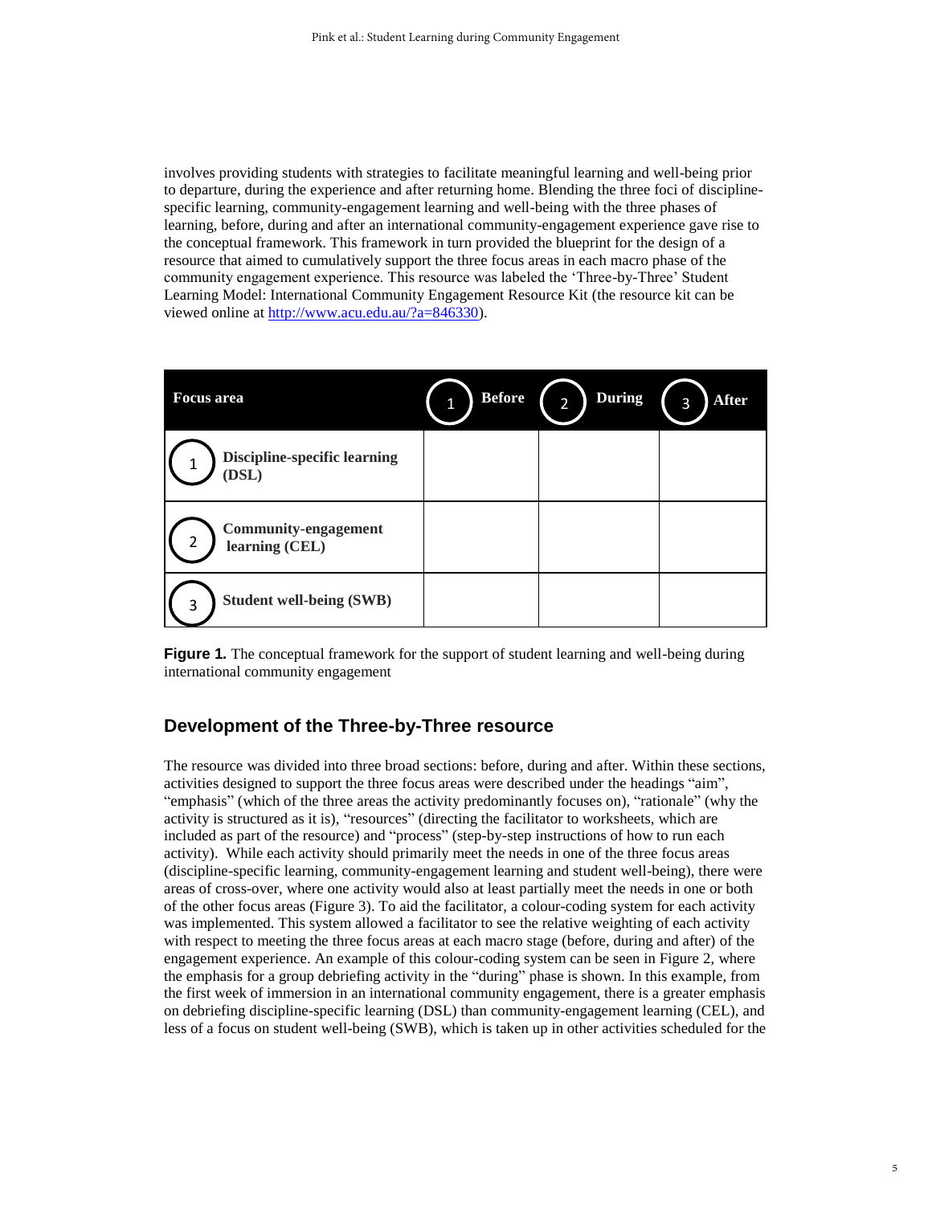involves providing students with strategies to facilitate meaningful learning and well-being prior to departure, during the experience and after returning home. Blending the three foci of discipline-specific learning, community-engagement learning and well-being with the three phases of learning, before, during and after an international community-engagement experience gave rise to the conceptual framework. This framework in turn provided the blueprint for the design of a resource that aimed to cumulatively support the three focus areas in each macro phase of the community engagement experience. This resource was labeled the 'Three-by-Three' Student Learning Model: International Community Engagement Resource Kit (the resource kit can be viewed online at http://www.acu.edu.au/?a=846330).

| Focus area | (1) Before | (2) During | (3) After |
|---|---|---|---|
| (1) **Discipline-specific learning (DSL)** | | | |
| (2) **Community-engagement learning (CEL)** | | | |
| (3) **Student well-being (SWB)** | | | |

**Figure 1.** The conceptual framework for the support of student learning and well-being during international community engagement

## Development of the Three-by-Three resource

The resource was divided into three broad sections: before, during and after. Within these sections, activities designed to support the three focus areas were described under the headings "aim", "emphasis" (which of the three areas the activity predominantly focuses on), "rationale" (why the activity is structured as it is), "resources" (directing the facilitator to worksheets, which are included as part of the resource) and "process" (step-by-step instructions of how to run each activity). While each activity should primarily meet the needs in one of the three focus areas (discipline-specific learning, community-engagement learning and student well-being), there were areas of cross-over, where one activity would also at least partially meet the needs in one or both of the other focus areas (Figure 3). To aid the facilitator, a colour-coding system for each activity was implemented. This system allowed a facilitator to see the relative weighting of each activity with respect to meeting the three focus areas at each macro stage (before, during and after) of the engagement experience. An example of this colour-coding system can be seen in Figure 2, where the emphasis for a group debriefing activity in the "during" phase is shown. In this example, from the first week of immersion in an international community engagement, there is a greater emphasis on debriefing discipline-specific learning (DSL) than community-engagement learning (CEL), and less of a focus on student well-being (SWB), which is taken up in other activities scheduled for the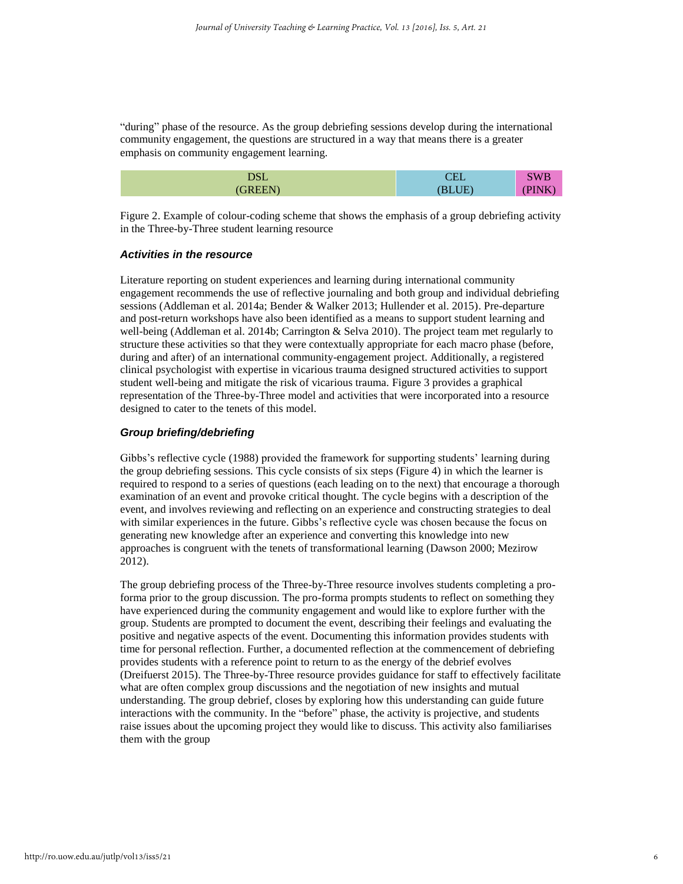"during" phase of the resource. As the group debriefing sessions develop during the international community engagement, the questions are structured in a way that means there is a greater emphasis on community engagement learning.

| DSL (GREEN) | CEL (BLUE) | SWB (PINK) |
|---|---|---|

Figure 2. Example of colour-coding scheme that shows the emphasis of a group debriefing activity in the Three-by-Three student learning resource

### *Activities in the resource*

Literature reporting on student experiences and learning during international community engagement recommends the use of reflective journaling and both group and individual debriefing sessions (Addleman et al. 2014a; Bender & Walker 2013; Hullender et al. 2015). Pre-departure and post-return workshops have also been identified as a means to support student learning and well-being (Addleman et al. 2014b; Carrington & Selva 2010). The project team met regularly to structure these activities so that they were contextually appropriate for each macro phase (before, during and after) of an international community-engagement project. Additionally, a registered clinical psychologist with expertise in vicarious trauma designed structured activities to support student well-being and mitigate the risk of vicarious trauma. Figure 3 provides a graphical representation of the Three-by-Three model and activities that were incorporated into a resource designed to cater to the tenets of this model.

### *Group briefing/debriefing*

Gibbs's reflective cycle (1988) provided the framework for supporting students' learning during the group debriefing sessions. This cycle consists of six steps (Figure 4) in which the learner is required to respond to a series of questions (each leading on to the next) that encourage a thorough examination of an event and provoke critical thought. The cycle begins with a description of the event, and involves reviewing and reflecting on an experience and constructing strategies to deal with similar experiences in the future. Gibbs's reflective cycle was chosen because the focus on generating new knowledge after an experience and converting this knowledge into new approaches is congruent with the tenets of transformational learning (Dawson 2000; Mezirow 2012).

The group debriefing process of the Three-by-Three resource involves students completing a pro-forma prior to the group discussion. The pro-forma prompts students to reflect on something they have experienced during the community engagement and would like to explore further with the group. Students are prompted to document the event, describing their feelings and evaluating the positive and negative aspects of the event. Documenting this information provides students with time for personal reflection. Further, a documented reflection at the commencement of debriefing provides students with a reference point to return to as the energy of the debrief evolves (Dreifuerst 2015). The Three-by-Three resource provides guidance for staff to effectively facilitate what are often complex group discussions and the negotiation of new insights and mutual understanding. The group debrief, closes by exploring how this understanding can guide future interactions with the community. In the "before" phase, the activity is projective, and students raise issues about the upcoming project they would like to discuss. This activity also familiarises them with the group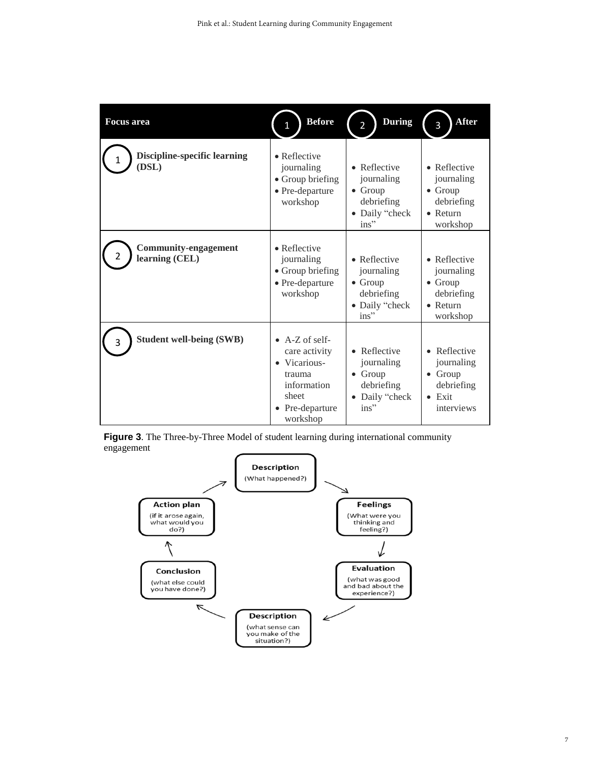| Focus area | 1 Before | 2 During | 3 After |
| --- | --- | --- | --- |
| 1 Discipline-specific learning (DSL) | • Reflective journaling<br>• Group briefing<br>• Pre-departure workshop | • Reflective journaling<br>• Group debriefing<br>• Daily "check ins" | • Reflective journaling<br>• Group debriefing<br>• Return workshop |
| 2 Community-engagement learning (CEL) | • Reflective journaling<br>• Group briefing<br>• Pre-departure workshop | • Reflective journaling<br>• Group debriefing<br>• Daily "check ins" | • Reflective journaling<br>• Group debriefing<br>• Return workshop |
| 3 Student well-being (SWB) | • A-Z of self-care activity<br>• Vicarious-trauma information sheet<br>• Pre-departure workshop | • Reflective journaling<br>• Group debriefing<br>• Daily "check ins" | • Reflective journaling<br>• Group debriefing<br>• Exit interviews |

**Figure 3**. The Three-by-Three Model of student learning during international community engagement

- **Description** (What happened?)
- **Feelings** (What were you thinking and feeling?)
- **Evaluation** (what was good and bad about the experience?)
- **Description** (what sense can you make of the situation?)
- **Conclusion** (what else could you have done?)
- **Action plan** (if it arose again, what would you do?)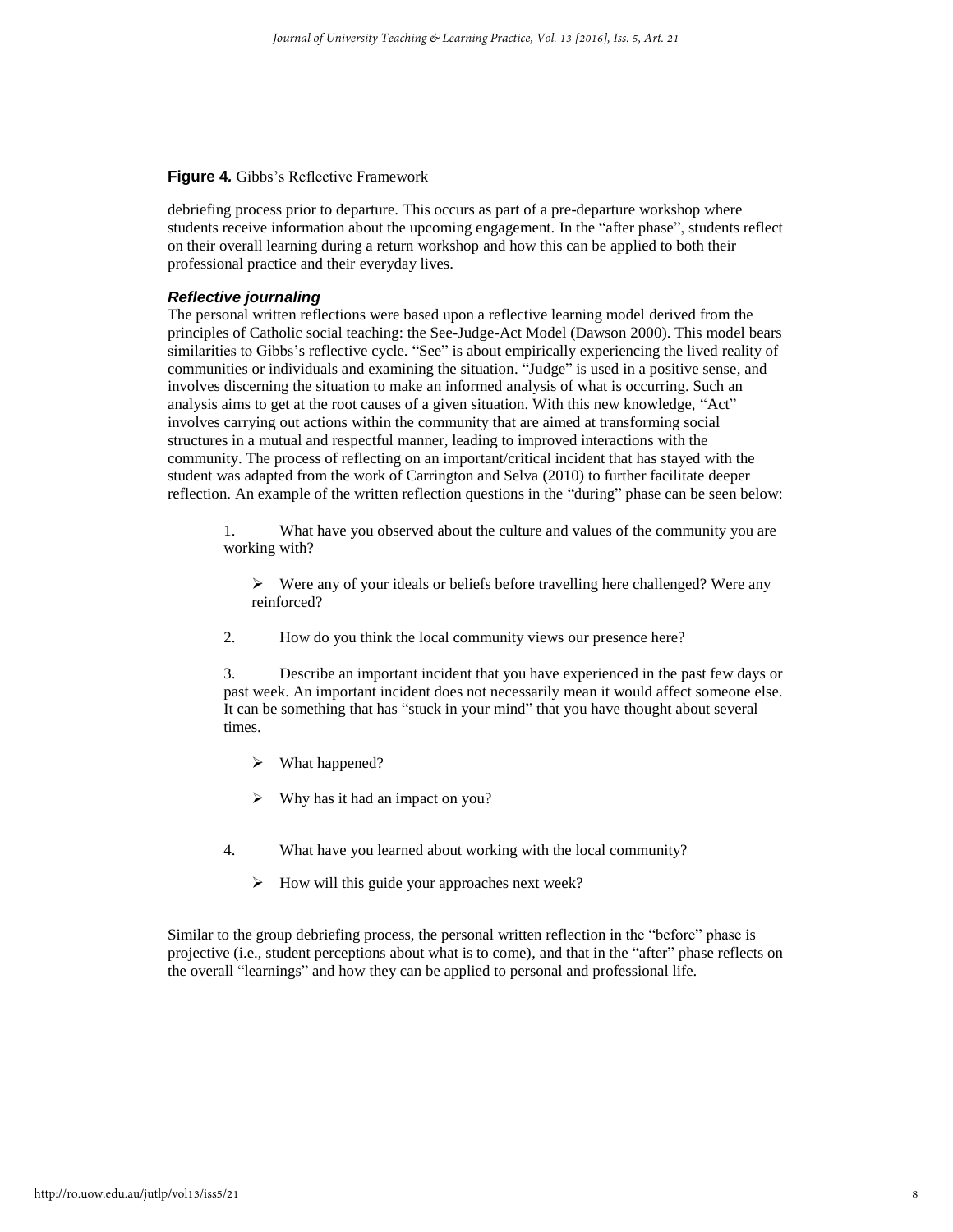**Figure 4.** Gibbs's Reflective Framework

debriefing process prior to departure. This occurs as part of a pre-departure workshop where students receive information about the upcoming engagement. In the "after phase", students reflect on their overall learning during a return workshop and how this can be applied to both their professional practice and their everyday lives.

### *Reflective journaling*

The personal written reflections were based upon a reflective learning model derived from the principles of Catholic social teaching: the See-Judge-Act Model (Dawson 2000). This model bears similarities to Gibbs's reflective cycle. "See" is about empirically experiencing the lived reality of communities or individuals and examining the situation. "Judge" is used in a positive sense, and involves discerning the situation to make an informed analysis of what is occurring. Such an analysis aims to get at the root causes of a given situation. With this new knowledge, "Act" involves carrying out actions within the community that are aimed at transforming social structures in a mutual and respectful manner, leading to improved interactions with the community. The process of reflecting on an important/critical incident that has stayed with the student was adapted from the work of Carrington and Selva (2010) to further facilitate deeper reflection. An example of the written reflection questions in the "during" phase can be seen below:

1. What have you observed about the culture and values of the community you are working with?
   - Were any of your ideals or beliefs before travelling here challenged? Were any reinforced?
2. How do you think the local community views our presence here?
3. Describe an important incident that you have experienced in the past few days or past week. An important incident does not necessarily mean it would affect someone else. It can be something that has "stuck in your mind" that you have thought about several times.
   - What happened?
   - Why has it had an impact on you?
4. What have you learned about working with the local community?
   - How will this guide your approaches next week?

Similar to the group debriefing process, the personal written reflection in the "before" phase is projective (i.e., student perceptions about what is to come), and that in the "after" phase reflects on the overall "learnings" and how they can be applied to personal and professional life.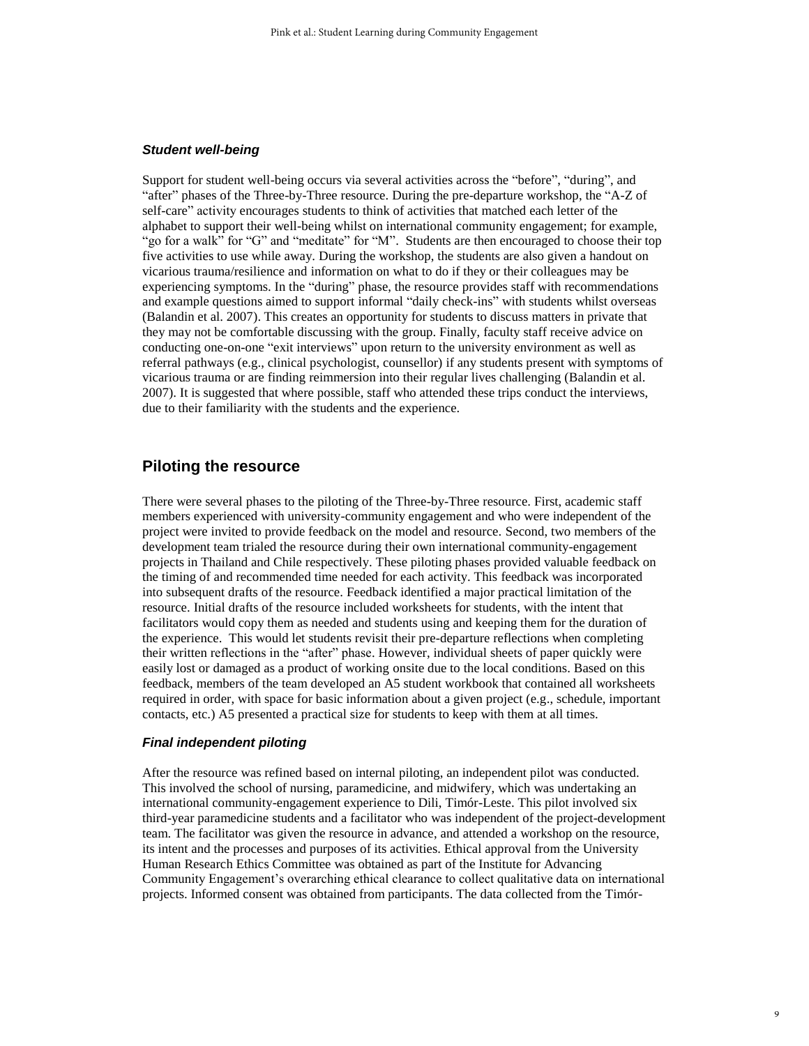### *Student well-being*

Support for student well-being occurs via several activities across the "before", "during", and "after" phases of the Three-by-Three resource. During the pre-departure workshop, the "A-Z of self-care" activity encourages students to think of activities that matched each letter of the alphabet to support their well-being whilst on international community engagement; for example, "go for a walk" for "G" and "meditate" for "M". Students are then encouraged to choose their top five activities to use while away. During the workshop, the students are also given a handout on vicarious trauma/resilience and information on what to do if they or their colleagues may be experiencing symptoms. In the "during" phase, the resource provides staff with recommendations and example questions aimed to support informal "daily check-ins" with students whilst overseas (Balandin et al. 2007). This creates an opportunity for students to discuss matters in private that they may not be comfortable discussing with the group. Finally, faculty staff receive advice on conducting one-on-one "exit interviews" upon return to the university environment as well as referral pathways (e.g., clinical psychologist, counsellor) if any students present with symptoms of vicarious trauma or are finding reimmersion into their regular lives challenging (Balandin et al. 2007). It is suggested that where possible, staff who attended these trips conduct the interviews, due to their familiarity with the students and the experience.

## Piloting the resource

There were several phases to the piloting of the Three-by-Three resource. First, academic staff members experienced with university-community engagement and who were independent of the project were invited to provide feedback on the model and resource. Second, two members of the development team trialed the resource during their own international community-engagement projects in Thailand and Chile respectively. These piloting phases provided valuable feedback on the timing of and recommended time needed for each activity. This feedback was incorporated into subsequent drafts of the resource. Feedback identified a major practical limitation of the resource. Initial drafts of the resource included worksheets for students, with the intent that facilitators would copy them as needed and students using and keeping them for the duration of the experience. This would let students revisit their pre-departure reflections when completing their written reflections in the "after" phase. However, individual sheets of paper quickly were easily lost or damaged as a product of working onsite due to the local conditions. Based on this feedback, members of the team developed an A5 student workbook that contained all worksheets required in order, with space for basic information about a given project (e.g., schedule, important contacts, etc.) A5 presented a practical size for students to keep with them at all times.

### *Final independent piloting*

After the resource was refined based on internal piloting, an independent pilot was conducted. This involved the school of nursing, paramedicine, and midwifery, which was undertaking an international community-engagement experience to Dili, Timór-Leste. This pilot involved six third-year paramedicine students and a facilitator who was independent of the project-development team. The facilitator was given the resource in advance, and attended a workshop on the resource, its intent and the processes and purposes of its activities. Ethical approval from the University Human Research Ethics Committee was obtained as part of the Institute for Advancing Community Engagement's overarching ethical clearance to collect qualitative data on international projects. Informed consent was obtained from participants. The data collected from the Timór-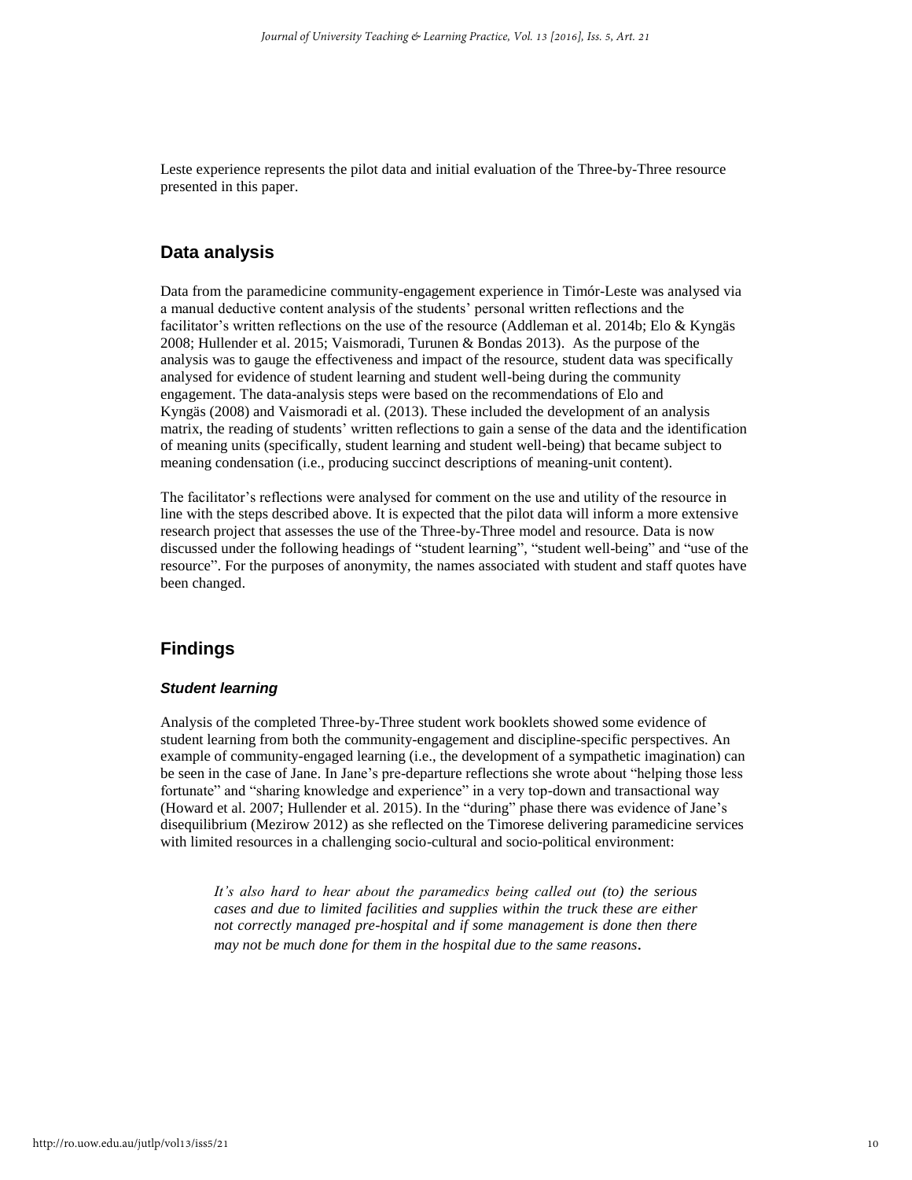Leste experience represents the pilot data and initial evaluation of the Three-by-Three resource presented in this paper.

## Data analysis

Data from the paramedicine community-engagement experience in Timór-Leste was analysed via a manual deductive content analysis of the students' personal written reflections and the facilitator's written reflections on the use of the resource (Addleman et al. 2014b; Elo & Kyngäs 2008; Hullender et al. 2015; Vaismoradi, Turunen & Bondas 2013). As the purpose of the analysis was to gauge the effectiveness and impact of the resource, student data was specifically analysed for evidence of student learning and student well-being during the community engagement. The data-analysis steps were based on the recommendations of Elo and Kyngäs (2008) and Vaismoradi et al. (2013). These included the development of an analysis matrix, the reading of students' written reflections to gain a sense of the data and the identification of meaning units (specifically, student learning and student well-being) that became subject to meaning condensation (i.e., producing succinct descriptions of meaning-unit content).

The facilitator's reflections were analysed for comment on the use and utility of the resource in line with the steps described above. It is expected that the pilot data will inform a more extensive research project that assesses the use of the Three-by-Three model and resource. Data is now discussed under the following headings of "student learning", "student well-being" and "use of the resource". For the purposes of anonymity, the names associated with student and staff quotes have been changed.

## Findings

### *Student learning*

Analysis of the completed Three-by-Three student work booklets showed some evidence of student learning from both the community-engagement and discipline-specific perspectives. An example of community-engaged learning (i.e., the development of a sympathetic imagination) can be seen in the case of Jane. In Jane's pre-departure reflections she wrote about "helping those less fortunate" and "sharing knowledge and experience" in a very top-down and transactional way (Howard et al. 2007; Hullender et al. 2015). In the "during" phase there was evidence of Jane's disequilibrium (Mezirow 2012) as she reflected on the Timorese delivering paramedicine services with limited resources in a challenging socio-cultural and socio-political environment:

> *It's also hard to hear about the paramedics being called out (to) the serious cases and due to limited facilities and supplies within the truck these are either not correctly managed pre-hospital and if some management is done then there may not be much done for them in the hospital due to the same reasons.*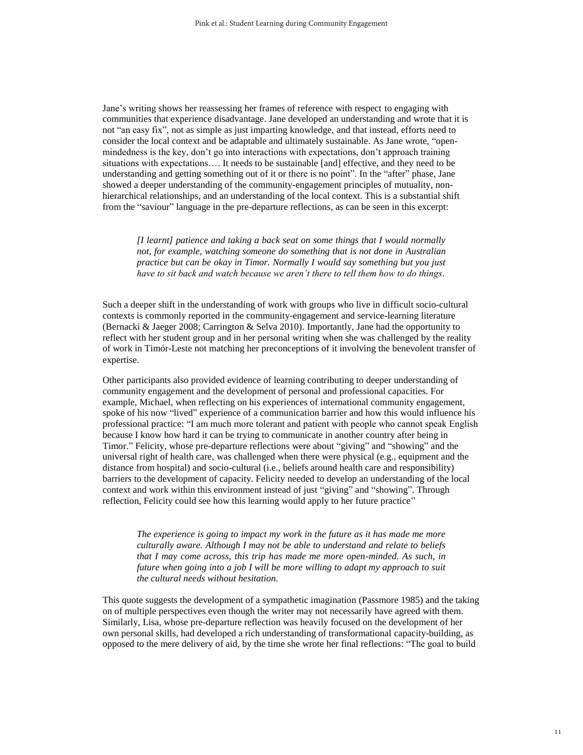Jane's writing shows her reassessing her frames of reference with respect to engaging with communities that experience disadvantage. Jane developed an understanding and wrote that it is not "an easy fix", not as simple as just imparting knowledge, and that instead, efforts need to consider the local context and be adaptable and ultimately sustainable. As Jane wrote, "open-mindedness is the key, don't go into interactions with expectations, don't approach training situations with expectations…. It needs to be sustainable [and] effective, and they need to be understanding and getting something out of it or there is no point". In the "after" phase, Jane showed a deeper understanding of the community-engagement principles of mutuality, non-hierarchical relationships, and an understanding of the local context. This is a substantial shift from the "saviour" language in the pre-departure reflections, as can be seen in this excerpt:

> *[I learnt] patience and taking a back seat on some things that I would normally not, for example, watching someone do something that is not done in Australian practice but can be okay in Timor. Normally I would say something but you just have to sit back and watch because we aren't there to tell them how to do things*.

Such a deeper shift in the understanding of work with groups who live in difficult socio-cultural contexts is commonly reported in the community-engagement and service-learning literature (Bernacki & Jaeger 2008; Carrington & Selva 2010). Importantly, Jane had the opportunity to reflect with her student group and in her personal writing when she was challenged by the reality of work in Timór-Leste not matching her preconceptions of it involving the benevolent transfer of expertise.

Other participants also provided evidence of learning contributing to deeper understanding of community engagement and the development of personal and professional capacities. For example, Michael, when reflecting on his experiences of international community engagement, spoke of his now "lived" experience of a communication barrier and how this would influence his professional practice: "I am much more tolerant and patient with people who cannot speak English because I know how hard it can be trying to communicate in another country after being in Timor." Felicity, whose pre-departure reflections were about "giving" and "showing" and the universal right of health care, was challenged when there were physical (e.g., equipment and the distance from hospital) and socio-cultural (i.e., beliefs around health care and responsibility) barriers to the development of capacity. Felicity needed to develop an understanding of the local context and work within this environment instead of just "giving" and "showing". Through reflection, Felicity could see how this learning would apply to her future practice"

> *The experience is going to impact my work in the future as it has made me more culturally aware. Although I may not be able to understand and relate to beliefs that I may come across, this trip has made me more open-minded. As such, in future when going into a job I will be more willing to adapt my approach to suit the cultural needs without hesitation.*

This quote suggests the development of a sympathetic imagination (Passmore 1985) and the taking on of multiple perspectives even though the writer may not necessarily have agreed with them. Similarly, Lisa, whose pre-departure reflection was heavily focused on the development of her own personal skills, had developed a rich understanding of transformational capacity-building, as opposed to the mere delivery of aid, by the time she wrote her final reflections: "The goal to build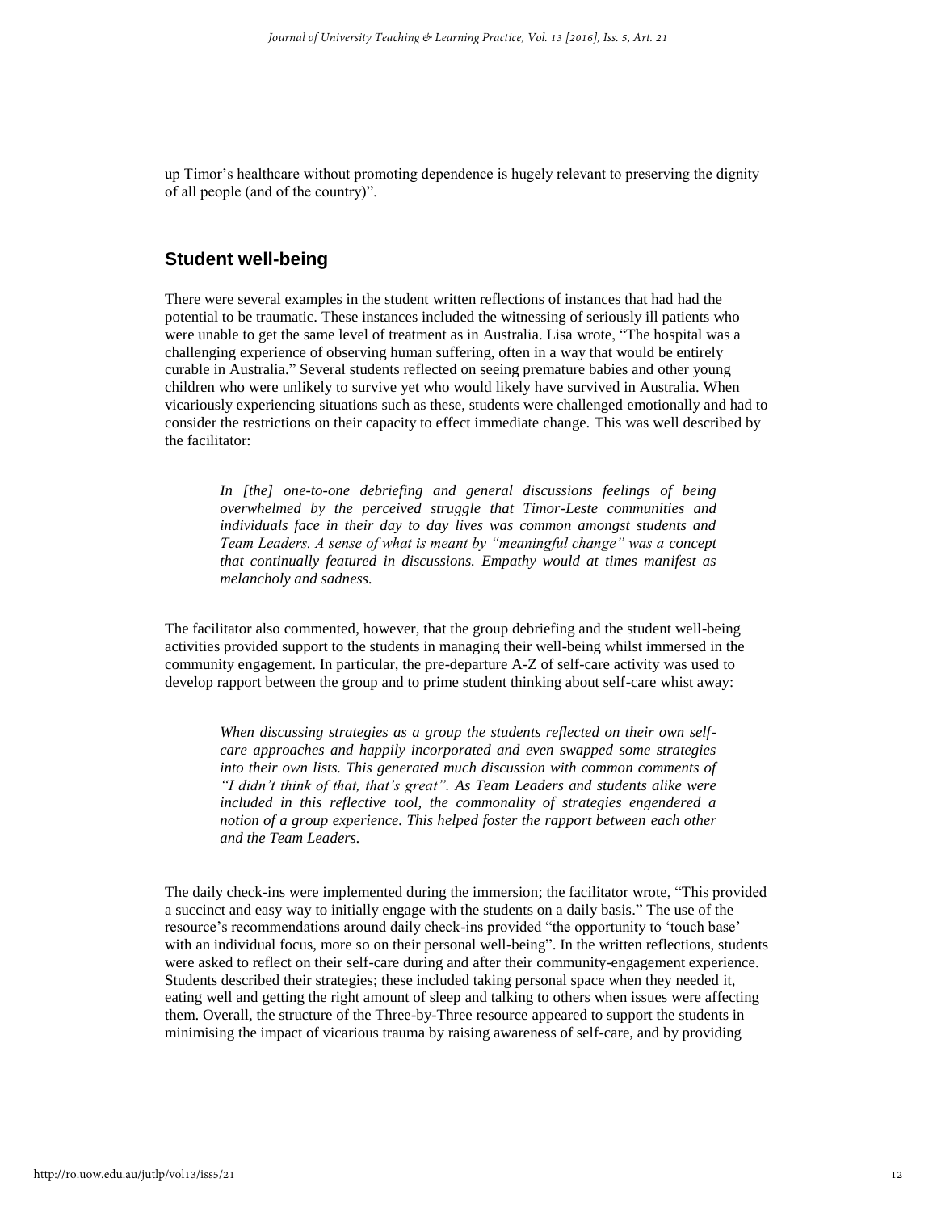up Timor's healthcare without promoting dependence is hugely relevant to preserving the dignity of all people (and of the country)".

## Student well-being

There were several examples in the student written reflections of instances that had had the potential to be traumatic. These instances included the witnessing of seriously ill patients who were unable to get the same level of treatment as in Australia. Lisa wrote, "The hospital was a challenging experience of observing human suffering, often in a way that would be entirely curable in Australia." Several students reflected on seeing premature babies and other young children who were unlikely to survive yet who would likely have survived in Australia. When vicariously experiencing situations such as these, students were challenged emotionally and had to consider the restrictions on their capacity to effect immediate change. This was well described by the facilitator:

> *In [the] one-to-one debriefing and general discussions feelings of being overwhelmed by the perceived struggle that Timor-Leste communities and individuals face in their day to day lives was common amongst students and Team Leaders. A sense of what is meant by "meaningful change" was a concept that continually featured in discussions. Empathy would at times manifest as melancholy and sadness.*

The facilitator also commented, however, that the group debriefing and the student well-being activities provided support to the students in managing their well-being whilst immersed in the community engagement. In particular, the pre-departure A-Z of self-care activity was used to develop rapport between the group and to prime student thinking about self-care whist away:

> *When discussing strategies as a group the students reflected on their own self-care approaches and happily incorporated and even swapped some strategies into their own lists. This generated much discussion with common comments of "I didn't think of that, that's great". As Team Leaders and students alike were included in this reflective tool, the commonality of strategies engendered a notion of a group experience. This helped foster the rapport between each other and the Team Leaders.*

The daily check-ins were implemented during the immersion; the facilitator wrote, "This provided a succinct and easy way to initially engage with the students on a daily basis." The use of the resource's recommendations around daily check-ins provided "the opportunity to 'touch base' with an individual focus, more so on their personal well-being". In the written reflections, students were asked to reflect on their self-care during and after their community-engagement experience. Students described their strategies; these included taking personal space when they needed it, eating well and getting the right amount of sleep and talking to others when issues were affecting them. Overall, the structure of the Three-by-Three resource appeared to support the students in minimising the impact of vicarious trauma by raising awareness of self-care, and by providing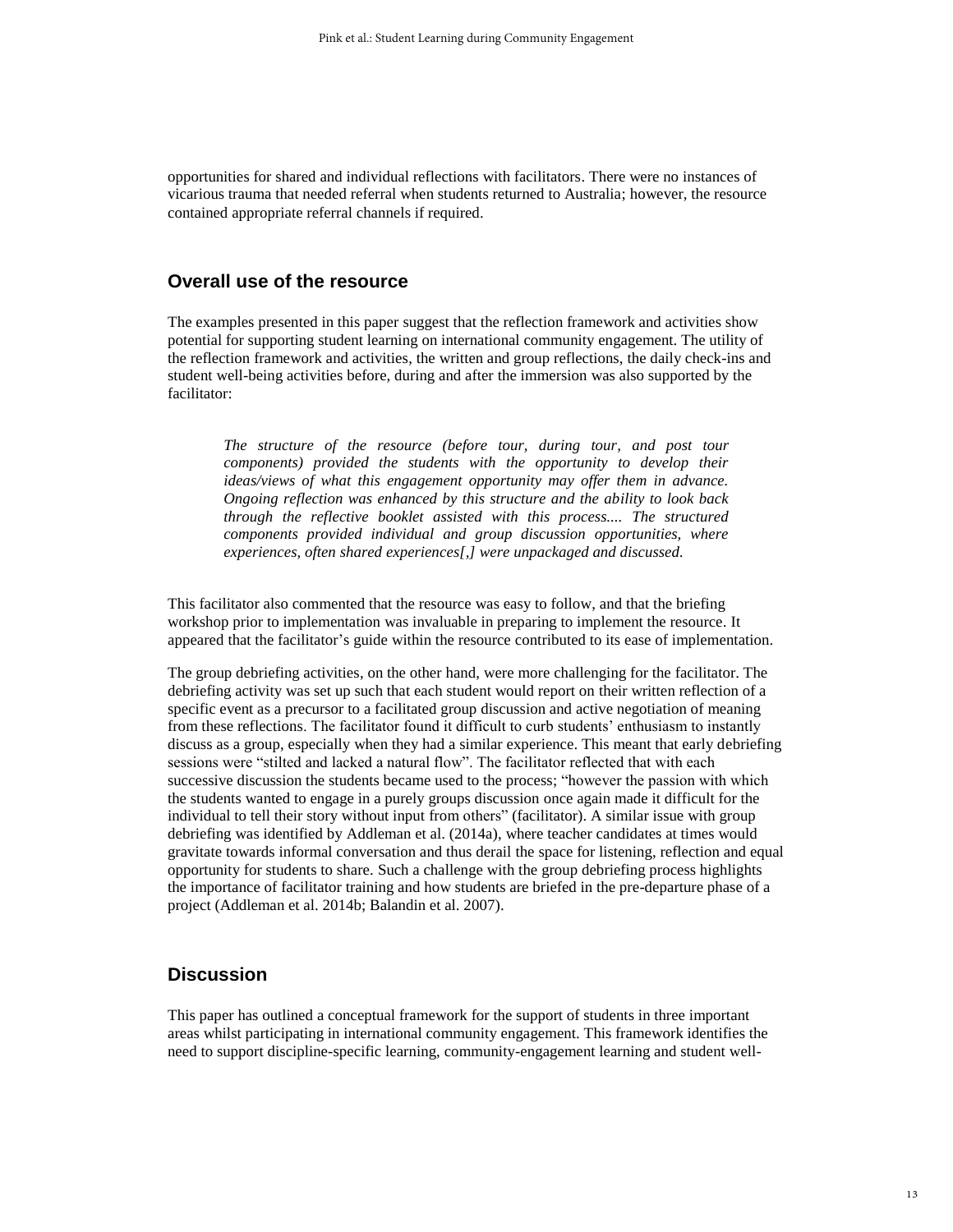opportunities for shared and individual reflections with facilitators. There were no instances of vicarious trauma that needed referral when students returned to Australia; however, the resource contained appropriate referral channels if required.

## Overall use of the resource

The examples presented in this paper suggest that the reflection framework and activities show potential for supporting student learning on international community engagement. The utility of the reflection framework and activities, the written and group reflections, the daily check-ins and student well-being activities before, during and after the immersion was also supported by the facilitator:

> *The structure of the resource (before tour, during tour, and post tour components) provided the students with the opportunity to develop their ideas/views of what this engagement opportunity may offer them in advance. Ongoing reflection was enhanced by this structure and the ability to look back through the reflective booklet assisted with this process.... The structured components provided individual and group discussion opportunities, where experiences, often shared experiences[,] were unpackaged and discussed.*

This facilitator also commented that the resource was easy to follow, and that the briefing workshop prior to implementation was invaluable in preparing to implement the resource. It appeared that the facilitator's guide within the resource contributed to its ease of implementation.

The group debriefing activities, on the other hand, were more challenging for the facilitator. The debriefing activity was set up such that each student would report on their written reflection of a specific event as a precursor to a facilitated group discussion and active negotiation of meaning from these reflections. The facilitator found it difficult to curb students' enthusiasm to instantly discuss as a group, especially when they had a similar experience. This meant that early debriefing sessions were "stilted and lacked a natural flow". The facilitator reflected that with each successive discussion the students became used to the process; "however the passion with which the students wanted to engage in a purely groups discussion once again made it difficult for the individual to tell their story without input from others" (facilitator). A similar issue with group debriefing was identified by Addleman et al. (2014a), where teacher candidates at times would gravitate towards informal conversation and thus derail the space for listening, reflection and equal opportunity for students to share. Such a challenge with the group debriefing process highlights the importance of facilitator training and how students are briefed in the pre-departure phase of a project (Addleman et al. 2014b; Balandin et al. 2007).

## Discussion

This paper has outlined a conceptual framework for the support of students in three important areas whilst participating in international community engagement. This framework identifies the need to support discipline-specific learning, community-engagement learning and student well-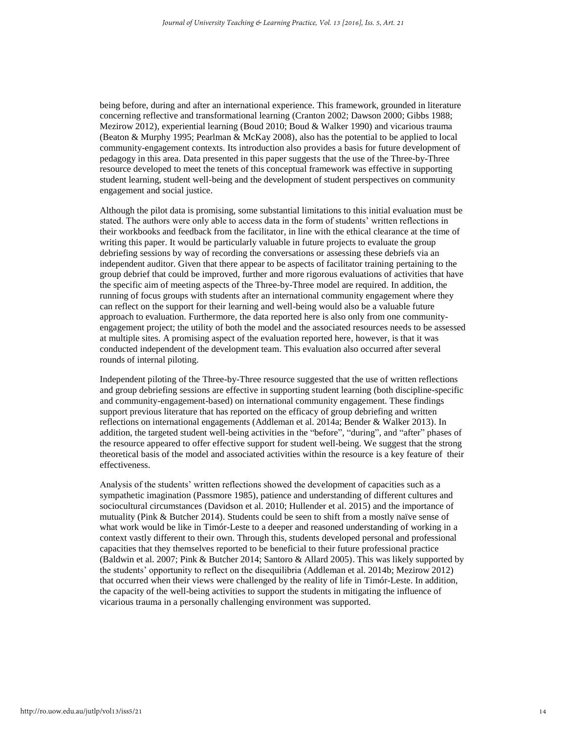being before, during and after an international experience. This framework, grounded in literature concerning reflective and transformational learning (Cranton 2002; Dawson 2000; Gibbs 1988; Mezirow 2012), experiential learning (Boud 2010; Boud & Walker 1990) and vicarious trauma (Beaton & Murphy 1995; Pearlman & McKay 2008), also has the potential to be applied to local community-engagement contexts. Its introduction also provides a basis for future development of pedagogy in this area. Data presented in this paper suggests that the use of the Three-by-Three resource developed to meet the tenets of this conceptual framework was effective in supporting student learning, student well-being and the development of student perspectives on community engagement and social justice.

Although the pilot data is promising, some substantial limitations to this initial evaluation must be stated. The authors were only able to access data in the form of students' written reflections in their workbooks and feedback from the facilitator, in line with the ethical clearance at the time of writing this paper. It would be particularly valuable in future projects to evaluate the group debriefing sessions by way of recording the conversations or assessing these debriefs via an independent auditor. Given that there appear to be aspects of facilitator training pertaining to the group debrief that could be improved, further and more rigorous evaluations of activities that have the specific aim of meeting aspects of the Three-by-Three model are required. In addition, the running of focus groups with students after an international community engagement where they can reflect on the support for their learning and well-being would also be a valuable future approach to evaluation. Furthermore, the data reported here is also only from one community-engagement project; the utility of both the model and the associated resources needs to be assessed at multiple sites. A promising aspect of the evaluation reported here, however, is that it was conducted independent of the development team. This evaluation also occurred after several rounds of internal piloting.

Independent piloting of the Three-by-Three resource suggested that the use of written reflections and group debriefing sessions are effective in supporting student learning (both discipline-specific and community-engagement-based) on international community engagement. These findings support previous literature that has reported on the efficacy of group debriefing and written reflections on international engagements (Addleman et al. 2014a; Bender & Walker 2013). In addition, the targeted student well-being activities in the "before", "during", and "after" phases of the resource appeared to offer effective support for student well-being. We suggest that the strong theoretical basis of the model and associated activities within the resource is a key feature of their effectiveness.

Analysis of the students' written reflections showed the development of capacities such as a sympathetic imagination (Passmore 1985), patience and understanding of different cultures and sociocultural circumstances (Davidson et al. 2010; Hullender et al. 2015) and the importance of mutuality (Pink & Butcher 2014). Students could be seen to shift from a mostly naïve sense of what work would be like in Timór-Leste to a deeper and reasoned understanding of working in a context vastly different to their own. Through this, students developed personal and professional capacities that they themselves reported to be beneficial to their future professional practice (Baldwin et al. 2007; Pink & Butcher 2014; Santoro & Allard 2005). This was likely supported by the students' opportunity to reflect on the disequilibria (Addleman et al. 2014b; Mezirow 2012) that occurred when their views were challenged by the reality of life in Timór-Leste. In addition, the capacity of the well-being activities to support the students in mitigating the influence of vicarious trauma in a personally challenging environment was supported.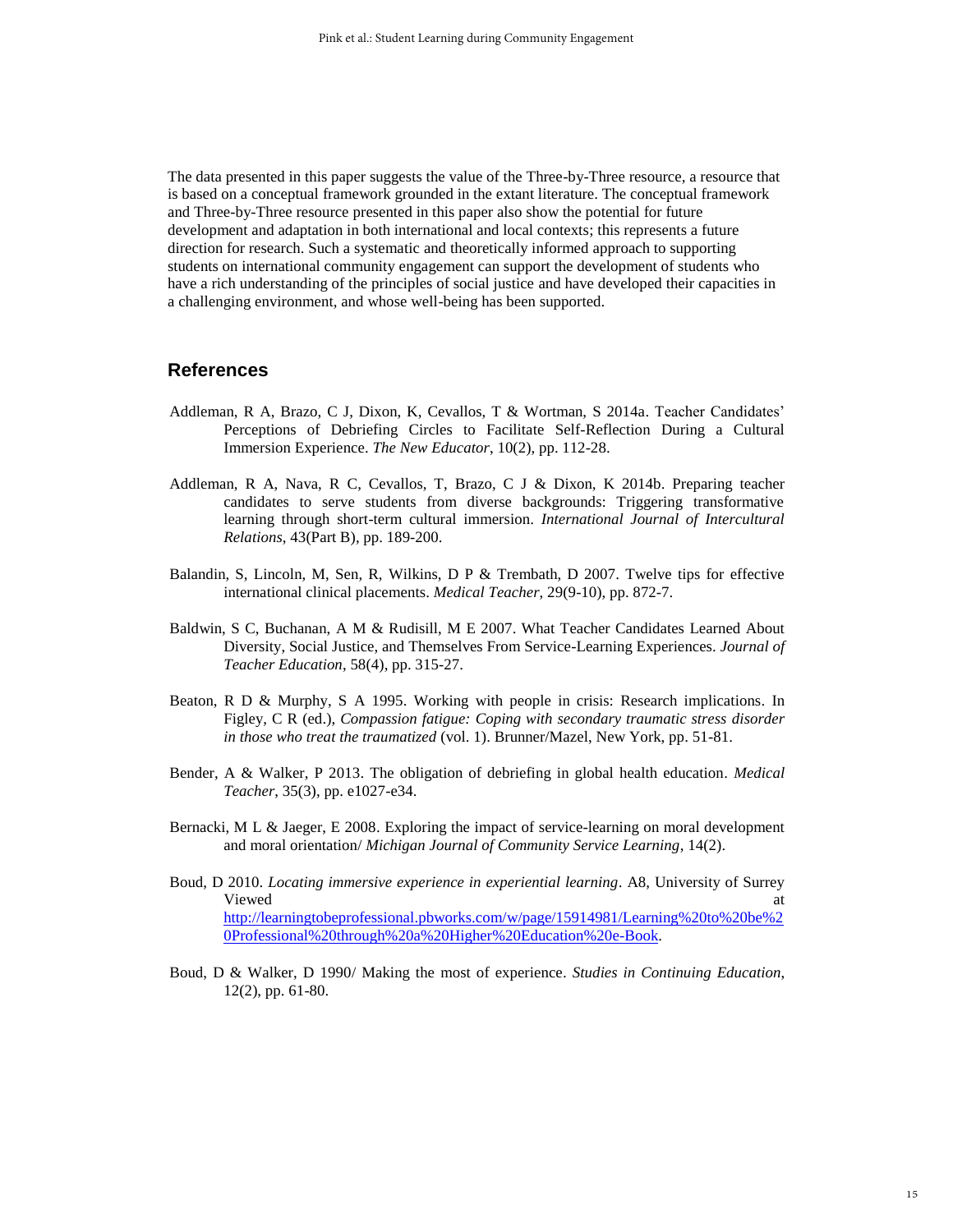The data presented in this paper suggests the value of the Three-by-Three resource, a resource that is based on a conceptual framework grounded in the extant literature. The conceptual framework and Three-by-Three resource presented in this paper also show the potential for future development and adaptation in both international and local contexts; this represents a future direction for research. Such a systematic and theoretically informed approach to supporting students on international community engagement can support the development of students who have a rich understanding of the principles of social justice and have developed their capacities in a challenging environment, and whose well-being has been supported.

## References

Addleman, R A, Brazo, C J, Dixon, K, Cevallos, T & Wortman, S 2014a. Teacher Candidates' Perceptions of Debriefing Circles to Facilitate Self-Reflection During a Cultural Immersion Experience. *The New Educator*, 10(2), pp. 112-28.

Addleman, R A, Nava, R C, Cevallos, T, Brazo, C J & Dixon, K 2014b. Preparing teacher candidates to serve students from diverse backgrounds: Triggering transformative learning through short-term cultural immersion. *International Journal of Intercultural Relations*, 43(Part B), pp. 189-200.

Balandin, S, Lincoln, M, Sen, R, Wilkins, D P & Trembath, D 2007. Twelve tips for effective international clinical placements. *Medical Teacher*, 29(9-10), pp. 872-7.

Baldwin, S C, Buchanan, A M & Rudisill, M E 2007. What Teacher Candidates Learned About Diversity, Social Justice, and Themselves From Service-Learning Experiences. *Journal of Teacher Education*, 58(4), pp. 315-27.

Beaton, R D & Murphy, S A 1995. Working with people in crisis: Research implications. In Figley, C R (ed.), *Compassion fatigue: Coping with secondary traumatic stress disorder in those who treat the traumatized* (vol. 1). Brunner/Mazel, New York, pp. 51-81.

Bender, A & Walker, P 2013. The obligation of debriefing in global health education. *Medical Teacher*, 35(3), pp. e1027-e34.

Bernacki, M L & Jaeger, E 2008. Exploring the impact of service-learning on moral development and moral orientation/ *Michigan Journal of Community Service Learning*, 14(2).

Boud, D 2010. *Locating immersive experience in experiential learning*. A8, University of Surrey Viewed at http://learningtobeprofessional.pbworks.com/w/page/15914981/Learning%20to%20be%20Professional%20through%20a%20Higher%20Education%20e-Book.

Boud, D & Walker, D 1990/ Making the most of experience. *Studies in Continuing Education*, 12(2), pp. 61-80.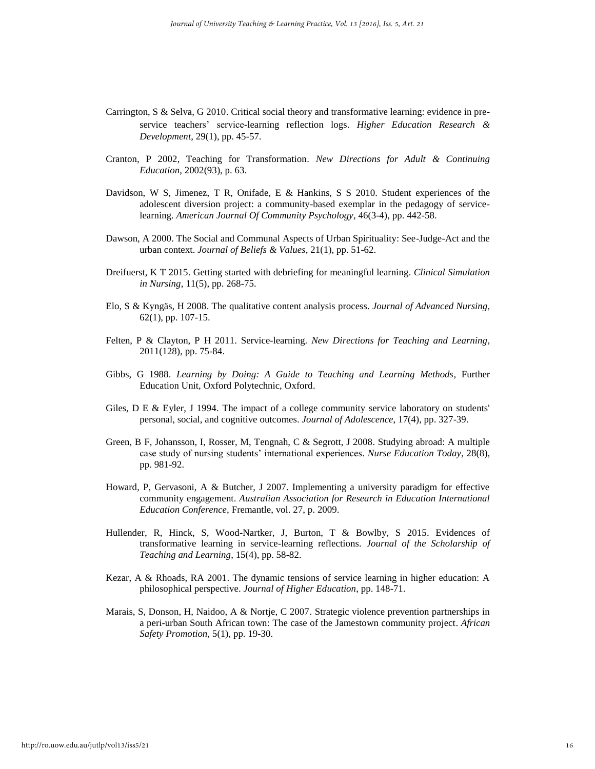Carrington, S & Selva, G 2010. Critical social theory and transformative learning: evidence in pre-service teachers' service-learning reflection logs. *Higher Education Research & Development*, 29(1), pp. 45-57.

Cranton, P 2002, Teaching for Transformation. *New Directions for Adult & Continuing Education*, 2002(93), p. 63.

Davidson, W S, Jimenez, T R, Onifade, E & Hankins, S S 2010. Student experiences of the adolescent diversion project: a community-based exemplar in the pedagogy of service-learning. *American Journal Of Community Psychology*, 46(3-4), pp. 442-58.

Dawson, A 2000. The Social and Communal Aspects of Urban Spirituality: See-Judge-Act and the urban context. *Journal of Beliefs & Values*, 21(1), pp. 51-62.

Dreifuerst, K T 2015. Getting started with debriefing for meaningful learning. *Clinical Simulation in Nursing*, 11(5), pp. 268-75.

Elo, S & Kyngäs, H 2008. The qualitative content analysis process. *Journal of Advanced Nursing*, 62(1), pp. 107-15.

Felten, P & Clayton, P H 2011. Service-learning. *New Directions for Teaching and Learning*, 2011(128), pp. 75-84.

Gibbs, G 1988. *Learning by Doing: A Guide to Teaching and Learning Methods*, Further Education Unit, Oxford Polytechnic, Oxford.

Giles, D E & Eyler, J 1994. The impact of a college community service laboratory on students' personal, social, and cognitive outcomes. *Journal of Adolescence*, 17(4), pp. 327-39.

Green, B F, Johansson, I, Rosser, M, Tengnah, C & Segrott, J 2008. Studying abroad: A multiple case study of nursing students' international experiences. *Nurse Education Today*, 28(8), pp. 981-92.

Howard, P, Gervasoni, A & Butcher, J 2007. Implementing a university paradigm for effective community engagement. *Australian Association for Research in Education International Education Conference,* Fremantle, vol. 27, p. 2009.

Hullender, R, Hinck, S, Wood-Nartker, J, Burton, T & Bowlby, S 2015. Evidences of transformative learning in service-learning reflections. *Journal of the Scholarship of Teaching and Learning*, 15(4), pp. 58-82.

Kezar, A & Rhoads, RA 2001. The dynamic tensions of service learning in higher education: A philosophical perspective. *Journal of Higher Education*, pp. 148-71.

Marais, S, Donson, H, Naidoo, A & Nortje, C 2007. Strategic violence prevention partnerships in a peri-urban South African town: The case of the Jamestown community project. *African Safety Promotion*, 5(1), pp. 19-30.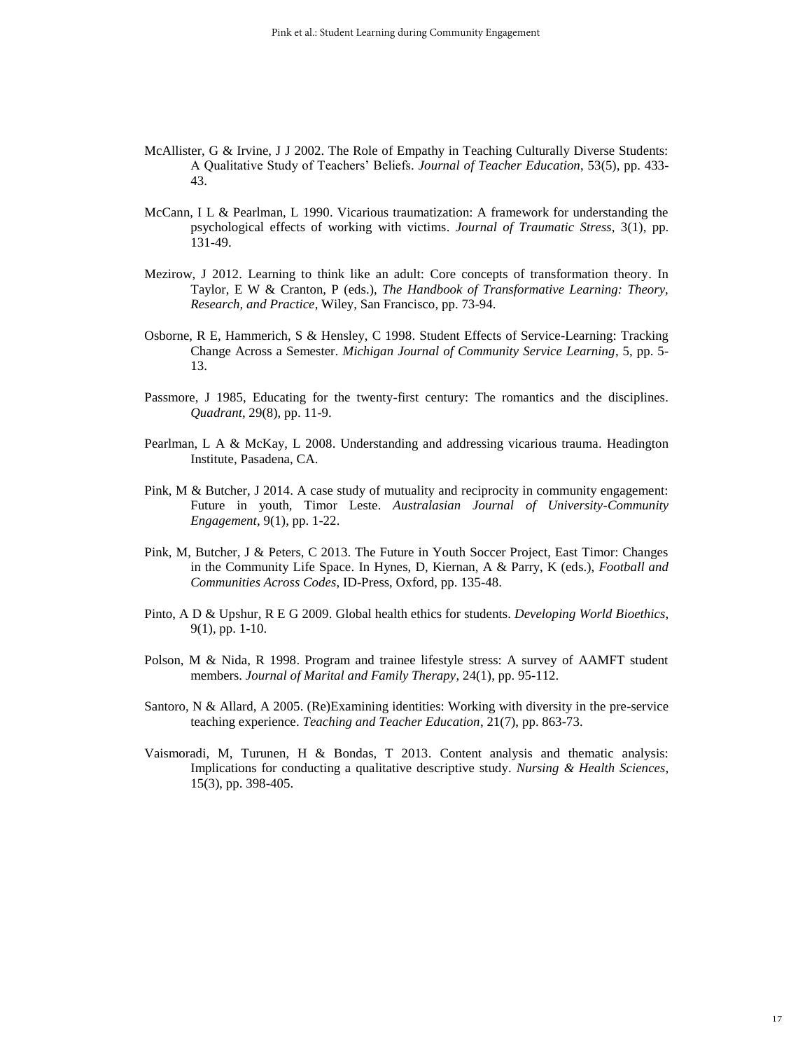McAllister, G & Irvine, J J 2002. The Role of Empathy in Teaching Culturally Diverse Students: A Qualitative Study of Teachers' Beliefs. *Journal of Teacher Education*, 53(5), pp. 433-43.

McCann, I L & Pearlman, L 1990. Vicarious traumatization: A framework for understanding the psychological effects of working with victims. *Journal of Traumatic Stress*, 3(1), pp. 131-49.

Mezirow, J 2012. Learning to think like an adult: Core concepts of transformation theory. In Taylor, E W & Cranton, P (eds.), *The Handbook of Transformative Learning: Theory, Research, and Practice*, Wiley, San Francisco, pp. 73-94.

Osborne, R E, Hammerich, S & Hensley, C 1998. Student Effects of Service-Learning: Tracking Change Across a Semester. *Michigan Journal of Community Service Learning*, 5, pp. 5-13.

Passmore, J 1985, Educating for the twenty-first century: The romantics and the disciplines. *Quadrant*, 29(8), pp. 11-9.

Pearlman, L A & McKay, L 2008. Understanding and addressing vicarious trauma. Headington Institute, Pasadena, CA.

Pink, M & Butcher, J 2014. A case study of mutuality and reciprocity in community engagement: Future in youth, Timor Leste. *Australasian Journal of University-Community Engagement*, 9(1), pp. 1-22.

Pink, M, Butcher, J & Peters, C 2013. The Future in Youth Soccer Project, East Timor: Changes in the Community Life Space. In Hynes, D, Kiernan, A & Parry, K (eds.), *Football and Communities Across Codes*, ID-Press, Oxford, pp. 135-48.

Pinto, A D & Upshur, R E G 2009. Global health ethics for students. *Developing World Bioethics*, 9(1), pp. 1-10.

Polson, M & Nida, R 1998. Program and trainee lifestyle stress: A survey of AAMFT student members. *Journal of Marital and Family Therapy*, 24(1), pp. 95-112.

Santoro, N & Allard, A 2005. (Re)Examining identities: Working with diversity in the pre-service teaching experience. *Teaching and Teacher Education*, 21(7), pp. 863-73.

Vaismoradi, M, Turunen, H & Bondas, T 2013. Content analysis and thematic analysis: Implications for conducting a qualitative descriptive study. *Nursing & Health Sciences*, 15(3), pp. 398-405.